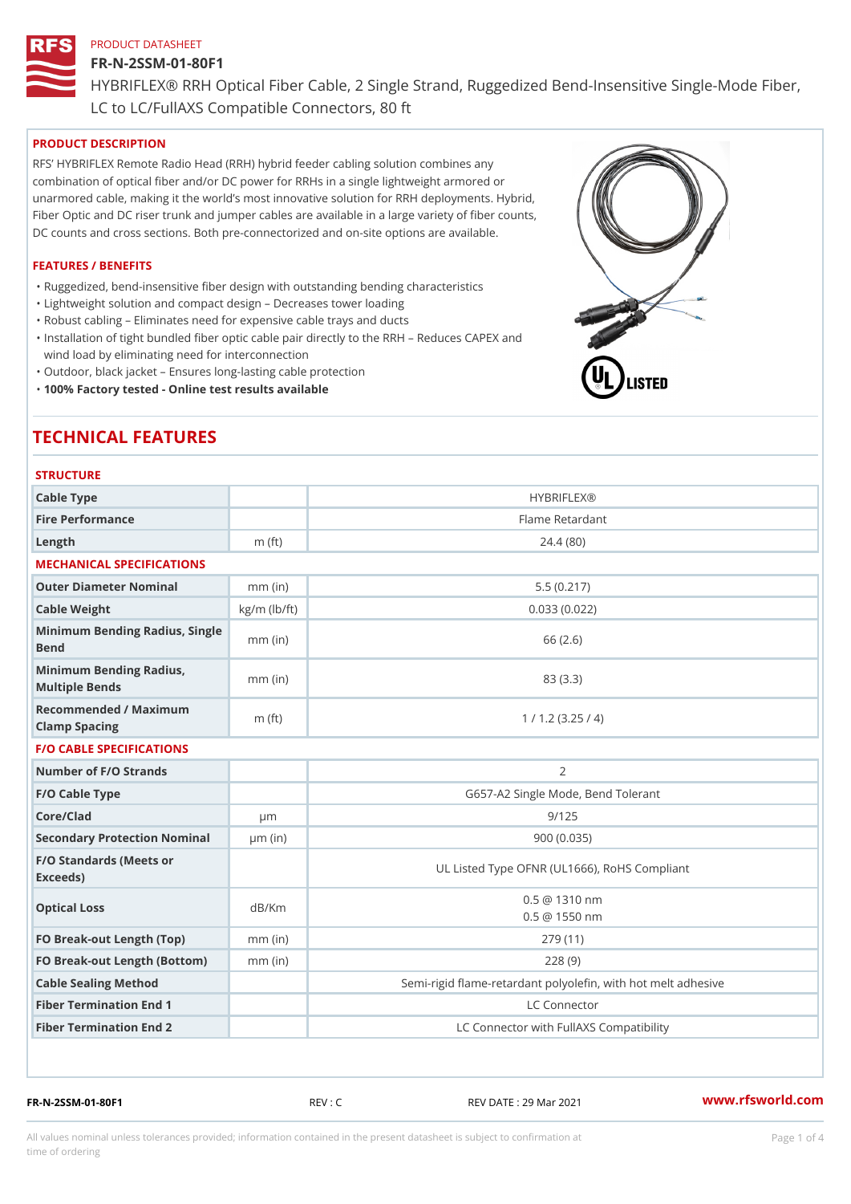PRODUCT DATASHEET

# FR-N-2SSM-01-80F1

HYBRIFLEX® RRH Optical Fiber Cable, 2 Single Strand, Ruggedized Bend-Insensitive Single-Mode Fiber, LC to LC/FullAXS Compatible Connectors, 80 ft

## PRODUCT DESCRIPTION

RFS' HYBRIFLEX Remote Radio Head (RRH) hybrid feeder cabling solution combines any combination of optical fiber and/or DC power for RRHs in a single lightweight armored or unarmored cable, making it the world's most innovative solution for RRH deployments. Hybrid, Fiber Optic and DC riser trunk and jumper cables are available in a large variety of fiber counts, DC counts and cross sections. Both pre-connectorized and on-site options are available.

## FEATURES / BENEFITS

- Ruggedized, bend-insensitive fiber design with outstanding bending characteristics
- Lightweight solution and compact design – Decreases tower loading
- Robust cabling – Eliminates need for expensive cable trays and ducts
- Installation of tight bundled fiber optic cable pair directly to the RRH – Reduces CAPEX and wind load by eliminating need for interconnection
- Outdoor, black jacket – Ensures long-lasting cable protection
- **100% Factory tested - Online test results available**

# TECHNICAL FEATURES

## STRUCTURE

| | | |
|---|---|---|
| Cable Type | | HYBRIFLEX® |
| Fire Performance | | Flame Retardant |
| Length | m (ft) | 24.4 (80) |

## MECHANICAL SPECIFICATIONS

| | | |
|---|---|---|
| Outer Diameter Nominal | mm (in) | 5.5 (0.217) |
| Cable Weight | kg/m (lb/ft) | 0.033 (0.022) |
| Minimum Bending Radius, Single Bend | mm (in) | 66 (2.6) |
| Minimum Bending Radius, Multiple Bends | mm (in) | 83 (3.3) |
| Recommended / Maximum Clamp Spacing | m (ft) | 1 / 1.2 (3.25 / 4) |

## F/O CABLE SPECIFICATIONS

| | | |
|---|---|---|
| Number of F/O Strands | | 2 |
| F/O Cable Type | | G657-A2 Single Mode, Bend Tolerant |
| Core/Clad | μm | 9/125 |
| Secondary Protection Nominal | μm (in) | 900 (0.035) |
| F/O Standards (Meets or Exceeds) | | UL Listed Type OFNR (UL1666), RoHS Compliant |
| Optical Loss | dB/Km | 0.5 @ 1310 nm<br>0.5 @ 1550 nm |
| FO Break-out Length (Top) | mm (in) | 279 (11) |
| FO Break-out Length (Bottom) | mm (in) | 228 (9) |
| Cable Sealing Method | | Semi-rigid flame-retardant polyolefin, with hot melt adhesive |
| Fiber Termination End 1 | | LC Connector |
| Fiber Termination End 2 | | LC Connector with FullAXS Compatibility |

FR-N-2SSM-01-80F1 REV : C REV DATE : 29 Mar 2021 www.rfsworld.com

All values nominal unless tolerances provided; information contained in the present datasheet is subject to confirmation at time of ordering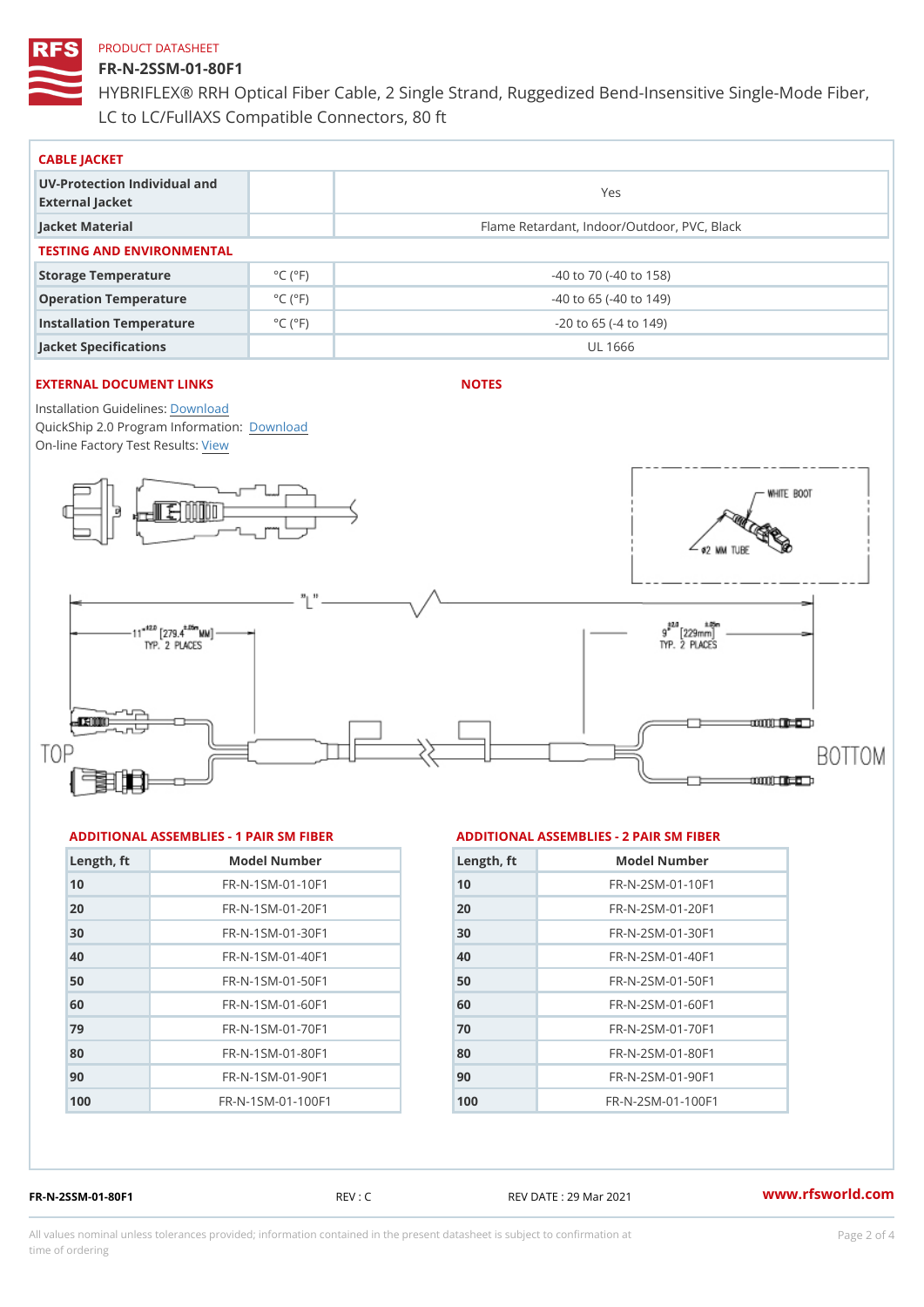PRODUCT DATASHEET

# FR-N-2SSM-01-80F1

HYBRIFLEX® RRH Optical Fiber Cable, 2 Single Strand, Ruggedized Bend-Insensitive Single-Mode Fiber, LC to LC/FullAXS Compatible Connectors, 80 ft

## CABLE JACKET

| | | |
|---|---|---|
| UV-Protection Individual and External Jacket | | Yes |
| Jacket Material | | Flame Retardant, Indoor/Outdoor, PVC, Black |

## TESTING AND ENVIRONMENTAL

| | | |
|---|---|---|
| Storage Temperature | °C (°F) | -40 to 70 (-40 to 158) |
| Operation Temperature | °C (°F) | -40 to 65 (-40 to 149) |
| Installation Temperature | °C (°F) | -20 to 65 (-4 to 149) |
| Jacket Specifications | | UL 1666 |

## EXTERNAL DOCUMENT LINKS

Installation Guidelines: Download
QuickShip 2.0 Program Information: Download
On-line Factory Test Results: View

## NOTES

WHITE BOOT
Ø2 MM TUBE
"L"
11 $^{\pm 2.0}$ [279.4 $^{\pm 2.0}$ MM] TYP. 2 PLACES
9 $^{\pm 2.0}$ [229mm] TYP. 2 PLACES
TOP
BOTTOM

## ADDITIONAL ASSEMBLIES - 1 PAIR SM FIBER

| Length, ft | Model Number |
|---|---|
| 10 | FR-N-1SM-01-10F1 |
| 20 | FR-N-1SM-01-20F1 |
| 30 | FR-N-1SM-01-30F1 |
| 40 | FR-N-1SM-01-40F1 |
| 50 | FR-N-1SM-01-50F1 |
| 60 | FR-N-1SM-01-60F1 |
| 79 | FR-N-1SM-01-70F1 |
| 80 | FR-N-1SM-01-80F1 |
| 90 | FR-N-1SM-01-90F1 |
| 100 | FR-N-1SM-01-100F1 |

## ADDITIONAL ASSEMBLIES - 2 PAIR SM FIBER

| Length, ft | Model Number |
|---|---|
| 10 | FR-N-2SM-01-10F1 |
| 20 | FR-N-2SM-01-20F1 |
| 30 | FR-N-2SM-01-30F1 |
| 40 | FR-N-2SM-01-40F1 |
| 50 | FR-N-2SM-01-50F1 |
| 60 | FR-N-2SM-01-60F1 |
| 70 | FR-N-2SM-01-70F1 |
| 80 | FR-N-2SM-01-80F1 |
| 90 | FR-N-2SM-01-90F1 |
| 100 | FR-N-2SM-01-100F1 |

FR-N-2SSM-01-80F1 REV : C REV DATE : 29 Mar 2021 www.rfsworld.com

All values nominal unless tolerances provided; information contained in the present datasheet is subject to confirmation at time of ordering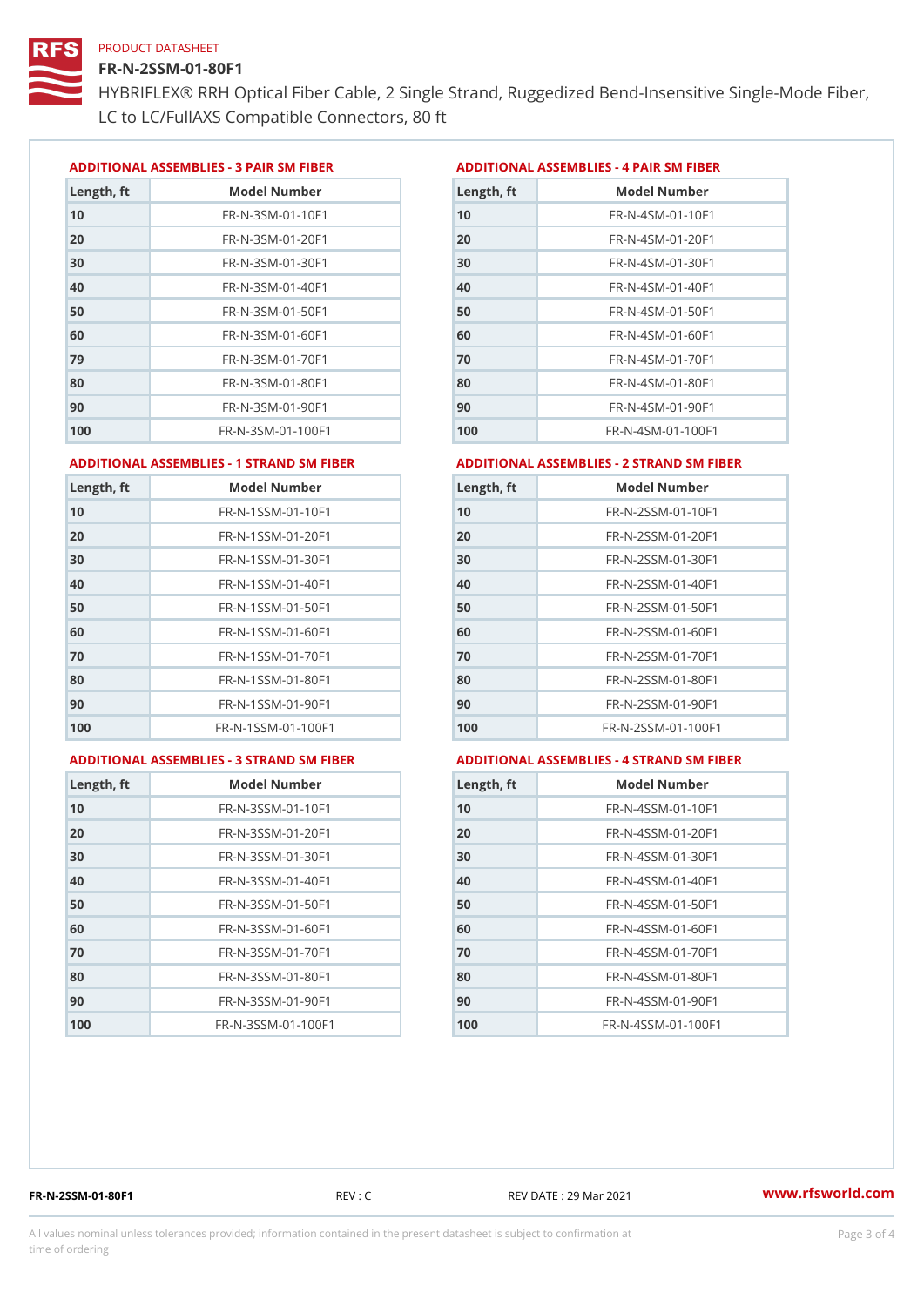PRODUCT DATASHEET

# FR-N-2SSM-01-80F1

HYBRIFLEX® RRH Optical Fiber Cable, 2 Single Strand, Ruggedized Bend-Insensitive Single-Mode Fiber, LC to LC/FullAXS Compatible Connectors, 80 ft

## ADDITIONAL ASSEMBLIES - 3 PAIR SM FIBER

| Length, ft | Model Number |
|---|---|
| 10 | FR-N-3SM-01-10F1 |
| 20 | FR-N-3SM-01-20F1 |
| 30 | FR-N-3SM-01-30F1 |
| 40 | FR-N-3SM-01-40F1 |
| 50 | FR-N-3SM-01-50F1 |
| 60 | FR-N-3SM-01-60F1 |
| 79 | FR-N-3SM-01-70F1 |
| 80 | FR-N-3SM-01-80F1 |
| 90 | FR-N-3SM-01-90F1 |
| 100 | FR-N-3SM-01-100F1 |

## ADDITIONAL ASSEMBLIES - 4 PAIR SM FIBER

| Length, ft | Model Number |
|---|---|
| 10 | FR-N-4SM-01-10F1 |
| 20 | FR-N-4SM-01-20F1 |
| 30 | FR-N-4SM-01-30F1 |
| 40 | FR-N-4SM-01-40F1 |
| 50 | FR-N-4SM-01-50F1 |
| 60 | FR-N-4SM-01-60F1 |
| 70 | FR-N-4SM-01-70F1 |
| 80 | FR-N-4SM-01-80F1 |
| 90 | FR-N-4SM-01-90F1 |
| 100 | FR-N-4SM-01-100F1 |

## ADDITIONAL ASSEMBLIES - 1 STRAND SM FIBER

| Length, ft | Model Number |
|---|---|
| 10 | FR-N-1SSM-01-10F1 |
| 20 | FR-N-1SSM-01-20F1 |
| 30 | FR-N-1SSM-01-30F1 |
| 40 | FR-N-1SSM-01-40F1 |
| 50 | FR-N-1SSM-01-50F1 |
| 60 | FR-N-1SSM-01-60F1 |
| 70 | FR-N-1SSM-01-70F1 |
| 80 | FR-N-1SSM-01-80F1 |
| 90 | FR-N-1SSM-01-90F1 |
| 100 | FR-N-1SSM-01-100F1 |

## ADDITIONAL ASSEMBLIES - 2 STRAND SM FIBER

| Length, ft | Model Number |
|---|---|
| 10 | FR-N-2SSM-01-10F1 |
| 20 | FR-N-2SSM-01-20F1 |
| 30 | FR-N-2SSM-01-30F1 |
| 40 | FR-N-2SSM-01-40F1 |
| 50 | FR-N-2SSM-01-50F1 |
| 60 | FR-N-2SSM-01-60F1 |
| 70 | FR-N-2SSM-01-70F1 |
| 80 | FR-N-2SSM-01-80F1 |
| 90 | FR-N-2SSM-01-90F1 |
| 100 | FR-N-2SSM-01-100F1 |

## ADDITIONAL ASSEMBLIES - 3 STRAND SM FIBER

| Length, ft | Model Number |
|---|---|
| 10 | FR-N-3SSM-01-10F1 |
| 20 | FR-N-3SSM-01-20F1 |
| 30 | FR-N-3SSM-01-30F1 |
| 40 | FR-N-3SSM-01-40F1 |
| 50 | FR-N-3SSM-01-50F1 |
| 60 | FR-N-3SSM-01-60F1 |
| 70 | FR-N-3SSM-01-70F1 |
| 80 | FR-N-3SSM-01-80F1 |
| 90 | FR-N-3SSM-01-90F1 |
| 100 | FR-N-3SSM-01-100F1 |

## ADDITIONAL ASSEMBLIES - 4 STRAND SM FIBER

| Length, ft | Model Number |
|---|---|
| 10 | FR-N-4SSM-01-10F1 |
| 20 | FR-N-4SSM-01-20F1 |
| 30 | FR-N-4SSM-01-30F1 |
| 40 | FR-N-4SSM-01-40F1 |
| 50 | FR-N-4SSM-01-50F1 |
| 60 | FR-N-4SSM-01-60F1 |
| 70 | FR-N-4SSM-01-70F1 |
| 80 | FR-N-4SSM-01-80F1 |
| 90 | FR-N-4SSM-01-90F1 |
| 100 | FR-N-4SSM-01-100F1 |

FR-N-2SSM-01-80F1 REV : C REV DATE : 29 Mar 2021 www.rfsworld.com

All values nominal unless tolerances provided; information contained in the present datasheet is subject to confirmation at time of ordering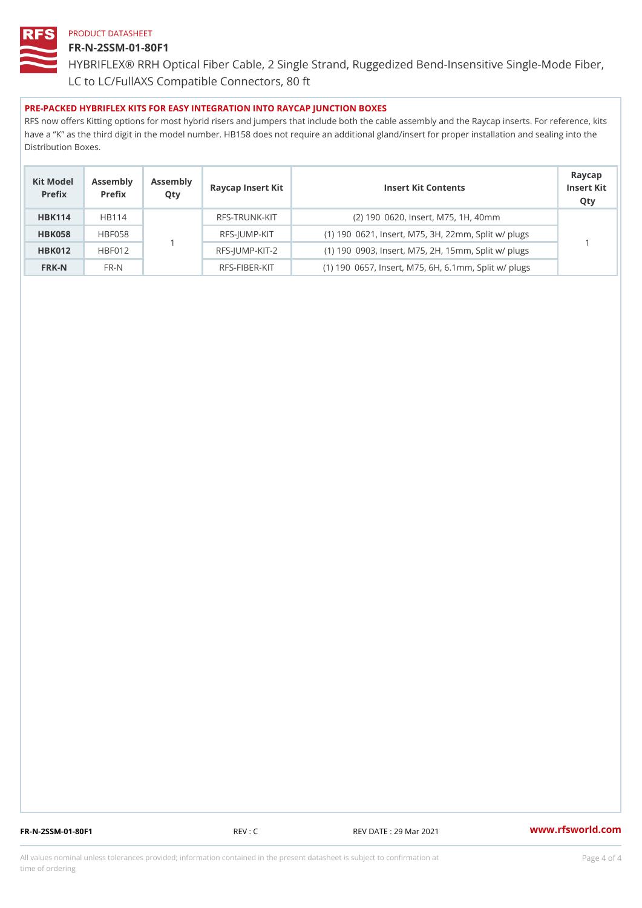PRODUCT DATASHEET

# FR-N-2SSM-01-80F1

## HYBRIFLEX® RRH Optical Fiber Cable, 2 Single Strand, Ruggedized Bend-Insensitive Single-Mode Fiber, LC to LC/FullAXS Compatible Connectors, 80 ft

### PRE-PACKED HYBRIFLEX KITS FOR EASY INTEGRATION INTO RAYCAP JUNCTION BOXES

RFS now offers Kitting options for most hybrid risers and jumpers that include both the cable assembly and the Raycap inserts. For reference, kits have a "K" as the third digit in the model number. HB158 does not require an additional gland/insert for proper installation and sealing into the Distribution Boxes.

| Kit Model Prefix | Assembly Prefix | Assembly Qty | Raycap Insert Kit | Insert Kit Contents | Raycap Insert Kit Qty |
|---|---|---|---|---|---|
| **HBK114** | HB114 | 1 | RFS-TRUNK-KIT | (2) 190_0620, Insert, M75, 1H, 40mm | 1 |
| **HBK058** | HBF058 | | RFS-JUMP-KIT | (1) 190_0621, Insert, M75, 3H, 22mm, Split w/ plugs | |
| **HBK012** | HBF012 | | RFS-JUMP-KIT-2 | (1) 190_0903, Insert, M75, 2H, 15mm, Split w/ plugs | |
| **FRK-N** | FR-N | | RFS-FIBER-KIT | (1) 190_0657, Insert, M75, 6H, 6.1mm, Split w/ plugs | |

FR-N-2SSM-01-80F1 REV : C REV DATE : 29 Mar 2021 www.rfsworld.com

All values nominal unless tolerances provided; information contained in the present datasheet is subject to confirmation at time of ordering